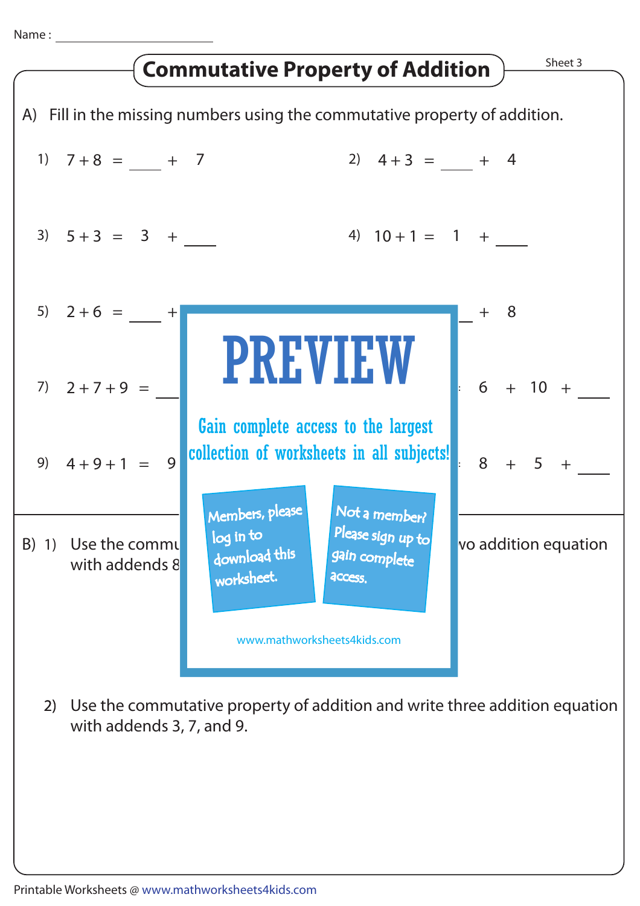Name : ____________________

# Commutative Property of Addition

Sheet 3

A) Fill in the missing numbers using the commutative property of addition.

1) $7 + 8 = \_\_\_\_ + 7$

2) $4 + 3 = \_\_\_\_ + 4$

3) $5 + 3 = 3 + \_\_\_\_$

4) $10 + 1 = 1 + \_\_\_\_$

5) $2 + 6 = \_\_\_\_ +$

6) $\_\_\_\_ + 8$

7) $2 + 7 + 9 = \_\_\_\_$

8) $6 + 10 + \_\_\_\_$

9) $4 + 9 + 1 = 9$

10) $8 + 5 + \_\_\_\_$

PREVIEW

Gain complete access to the largest collection of worksheets in all subjects!

Members, please log in to download this worksheet.

Not a member? Please sign up to gain complete access.

www.mathworksheets4kids.com

B) 1) Use the commu... wo addition equation with addends 8...

2) Use the commutative property of addition and write three addition equation with addends 3, 7, and 9.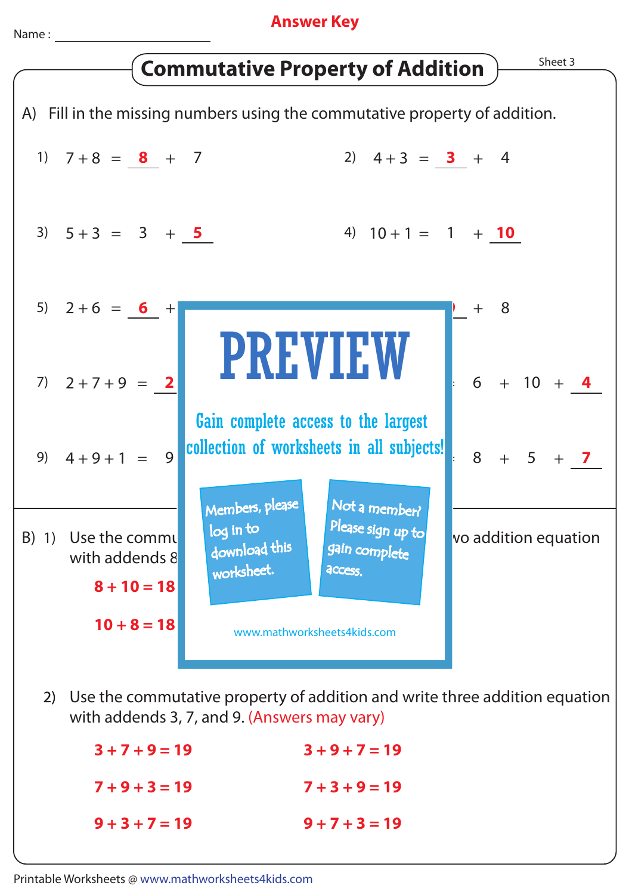**Answer Key**

Name : ____________________

# Commutative Property of Addition

Sheet 3

A) Fill in the missing numbers using the commutative property of addition.

1) $7 + 8 = \underline{8} + 7$

2) $4 + 3 = \underline{3} + 4$

3) $5 + 3 = 3 + \underline{5}$

4) $10 + 1 = 1 + \underline{10}$

5) $2 + 6 = \underline{6} +$

6) $\_\_\_ + 8$

7) $2 + 7 + 9 = \underline{2}$

8) $6 + 10 + \underline{4}$

9) $4 + 9 + 1 = 9$

10) $8 + 5 + \underline{7}$

PREVIEW

Gain complete access to the largest collection of worksheets in all subjects!

Members, please log in to download this worksheet.

Not a member? Please sign up to gain complete access.

www.mathworksheets4kids.com

B) 1) Use the commu... ...wo addition equation with addends 8...

**8 + 10 = 18**

**10 + 8 = 18**

2) Use the commutative property of addition and write three addition equation with addends 3, 7, and 9. (Answers may vary)

**3 + 7 + 9 = 19** **3 + 9 + 7 = 19**

**7 + 9 + 3 = 19** **7 + 3 + 9 = 19**

**9 + 3 + 7 = 19** **9 + 7 + 3 = 19**